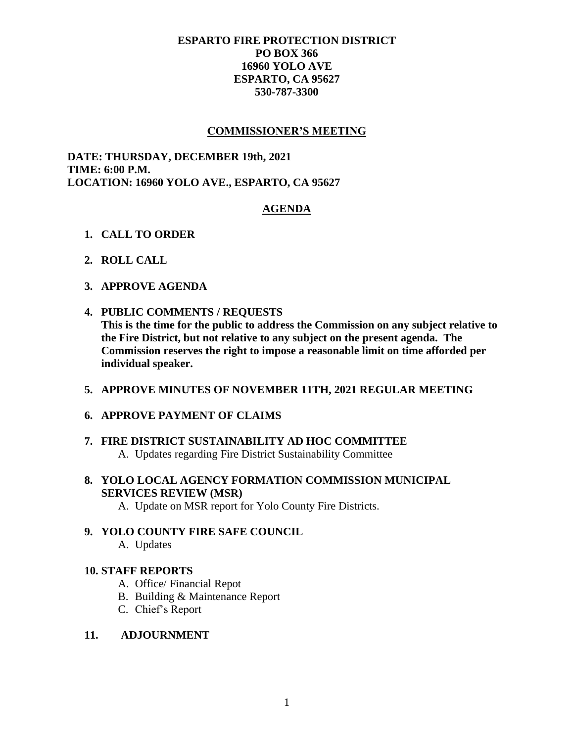**ESPARTO FIRE PROTECTION DISTRICT**
**PO BOX 366**
**16960 YOLO AVE**
**ESPARTO, CA 95627**
**530-787-3300**

## COMMISSIONER'S MEETING

**DATE: THURSDAY, DECEMBER 19th, 2021**
**TIME: 6:00 P.M.**
**LOCATION: 16960 YOLO AVE., ESPARTO, CA 95627**

## AGENDA

1. **CALL TO ORDER**

2. **ROLL CALL**

3. **APPROVE AGENDA**

4. **PUBLIC COMMENTS / REQUESTS**
   **This is the time for the public to address the Commission on any subject relative to the Fire District, but not relative to any subject on the present agenda. The Commission reserves the right to impose a reasonable limit on time afforded per individual speaker.**

5. **APPROVE MINUTES OF NOVEMBER 11TH, 2021 REGULAR MEETING**

6. **APPROVE PAYMENT OF CLAIMS**

7. **FIRE DISTRICT SUSTAINABILITY AD HOC COMMITTEE**
   A. Updates regarding Fire District Sustainability Committee

8. **YOLO LOCAL AGENCY FORMATION COMMISSION MUNICIPAL SERVICES REVIEW (MSR)**
   A. Update on MSR report for Yolo County Fire Districts.

9. **YOLO COUNTY FIRE SAFE COUNCIL**
   A. Updates

10. **STAFF REPORTS**
    A. Office/ Financial Repot
    B. Building & Maintenance Report
    C. Chief's Report

11. **ADJOURNMENT**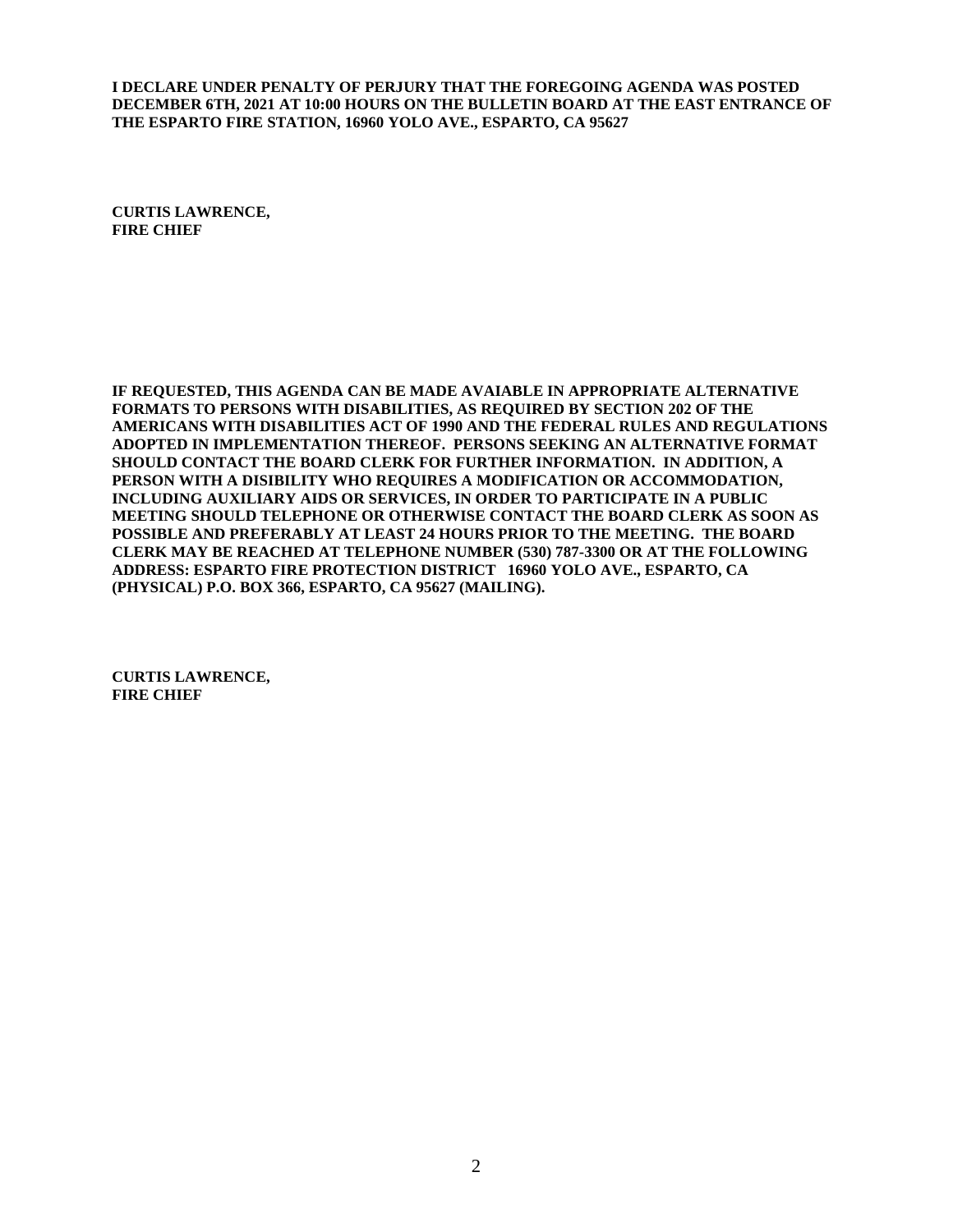**I DECLARE UNDER PENALTY OF PERJURY THAT THE FOREGOING AGENDA WAS POSTED DECEMBER 6TH, 2021 AT 10:00 HOURS ON THE BULLETIN BOARD AT THE EAST ENTRANCE OF THE ESPARTO FIRE STATION, 16960 YOLO AVE., ESPARTO, CA 95627**

**CURTIS LAWRENCE,**
**FIRE CHIEF**

**IF REQUESTED, THIS AGENDA CAN BE MADE AVAIABLE IN APPROPRIATE ALTERNATIVE FORMATS TO PERSONS WITH DISABILITIES, AS REQUIRED BY SECTION 202 OF THE AMERICANS WITH DISABILITIES ACT OF 1990 AND THE FEDERAL RULES AND REGULATIONS ADOPTED IN IMPLEMENTATION THEREOF. PERSONS SEEKING AN ALTERNATIVE FORMAT SHOULD CONTACT THE BOARD CLERK FOR FURTHER INFORMATION. IN ADDITION, A PERSON WITH A DISIBILITY WHO REQUIRES A MODIFICATION OR ACCOMMODATION, INCLUDING AUXILIARY AIDS OR SERVICES, IN ORDER TO PARTICIPATE IN A PUBLIC MEETING SHOULD TELEPHONE OR OTHERWISE CONTACT THE BOARD CLERK AS SOON AS POSSIBLE AND PREFERABLY AT LEAST 24 HOURS PRIOR TO THE MEETING. THE BOARD CLERK MAY BE REACHED AT TELEPHONE NUMBER (530) 787-3300 OR AT THE FOLLOWING ADDRESS: ESPARTO FIRE PROTECTION DISTRICT 16960 YOLO AVE., ESPARTO, CA (PHYSICAL) P.O. BOX 366, ESPARTO, CA 95627 (MAILING).**

**CURTIS LAWRENCE,**
**FIRE CHIEF**